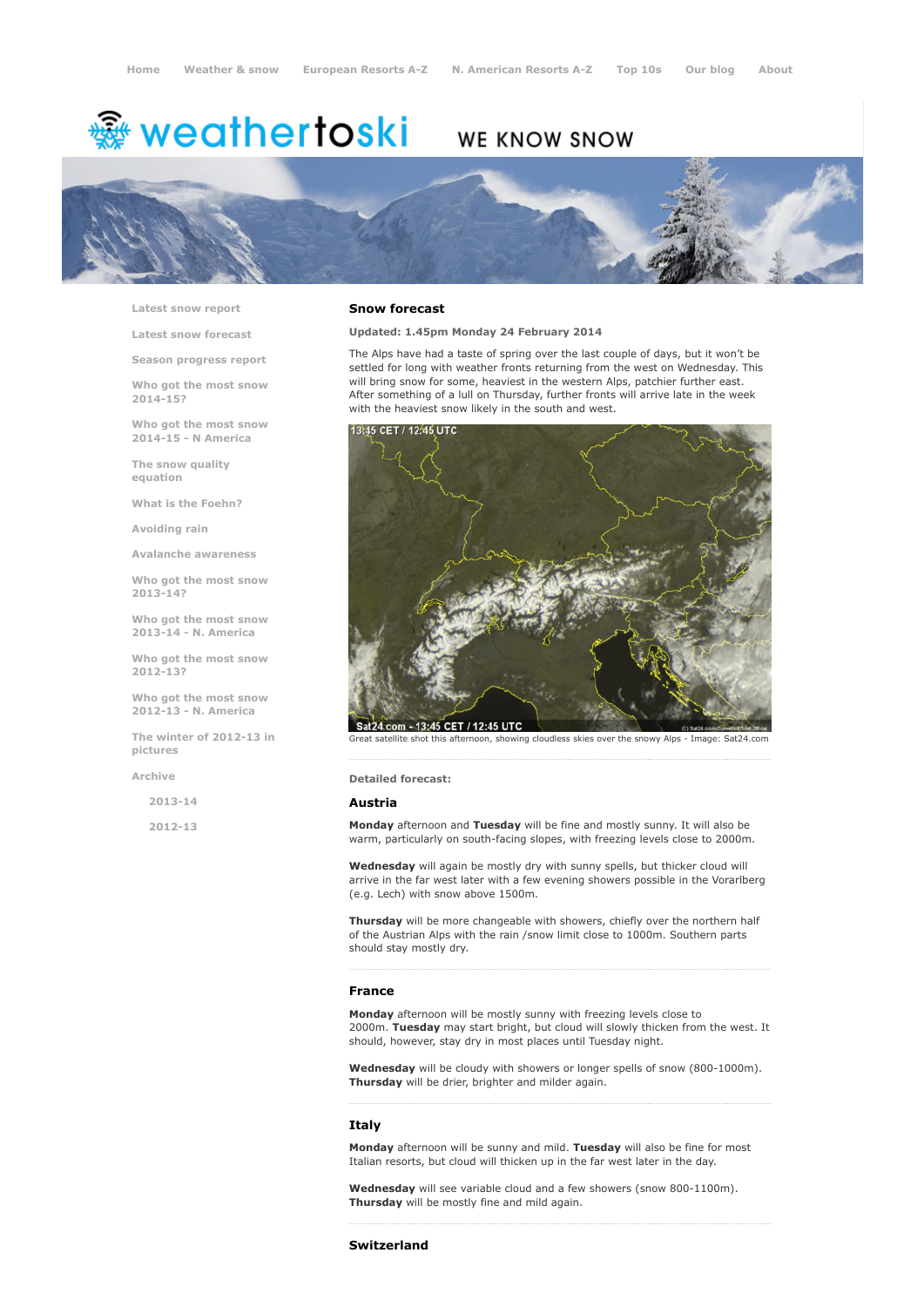Home Weather & snow European Resorts A-Z N. American Resorts A-Z Top 10s Our blog About

weathertoski WE KNOW SNOW

- Latest snow report
- Latest snow forecast
- Season progress report
- Who got the most snow 2014-15?
- Who got the most snow 2014-15 - N America
- The snow quality equation
- What is the Foehn?
- Avoiding rain
- Avalanche awareness
- Who got the most snow 2013-14?
- Who got the most snow 2013-14 - N. America
- Who got the most snow 2012-13?
- Who got the most snow 2012-13 - N. America
- The winter of 2012-13 in pictures
- Archive
  - 2013-14
  - 2012-13

## Snow forecast

**Updated: 1.45pm Monday 24 February 2014**

The Alps have had a taste of spring over the last couple of days, but it won't be settled for long with weather fronts returning from the west on Wednesday. This will bring snow for some, heaviest in the western Alps, patchier further east. After something of a lull on Thursday, further fronts will arrive late in the week with the heaviest snow likely in the south and west.

Great satellite shot this afternoon, showing cloudless skies over the snowy Alps - Image: Sat24.com

**Detailed forecast:**

### Austria

**Monday** afternoon and **Tuesday** will be fine and mostly sunny. It will also be warm, particularly on south-facing slopes, with freezing levels close to 2000m.

**Wednesday** will again be mostly dry with sunny spells, but thicker cloud will arrive in the far west later with a few evening showers possible in the Vorarlberg (e.g. Lech) with snow above 1500m.

**Thursday** will be more changeable with showers, chiefly over the northern half of the Austrian Alps with the rain /snow limit close to 1000m. Southern parts should stay mostly dry.

### France

**Monday** afternoon will be mostly sunny with freezing levels close to 2000m. **Tuesday** may start bright, but cloud will slowly thicken from the west. It should, however, stay dry in most places until Tuesday night.

**Wednesday** will be cloudy with showers or longer spells of snow (800-1000m). **Thursday** will be drier, brighter and milder again.

### Italy

**Monday** afternoon will be sunny and mild. **Tuesday** will also be fine for most Italian resorts, but cloud will thicken up in the far west later in the day.

**Wednesday** will see variable cloud and a few showers (snow 800-1100m). **Thursday** will be mostly fine and mild again.

### Switzerland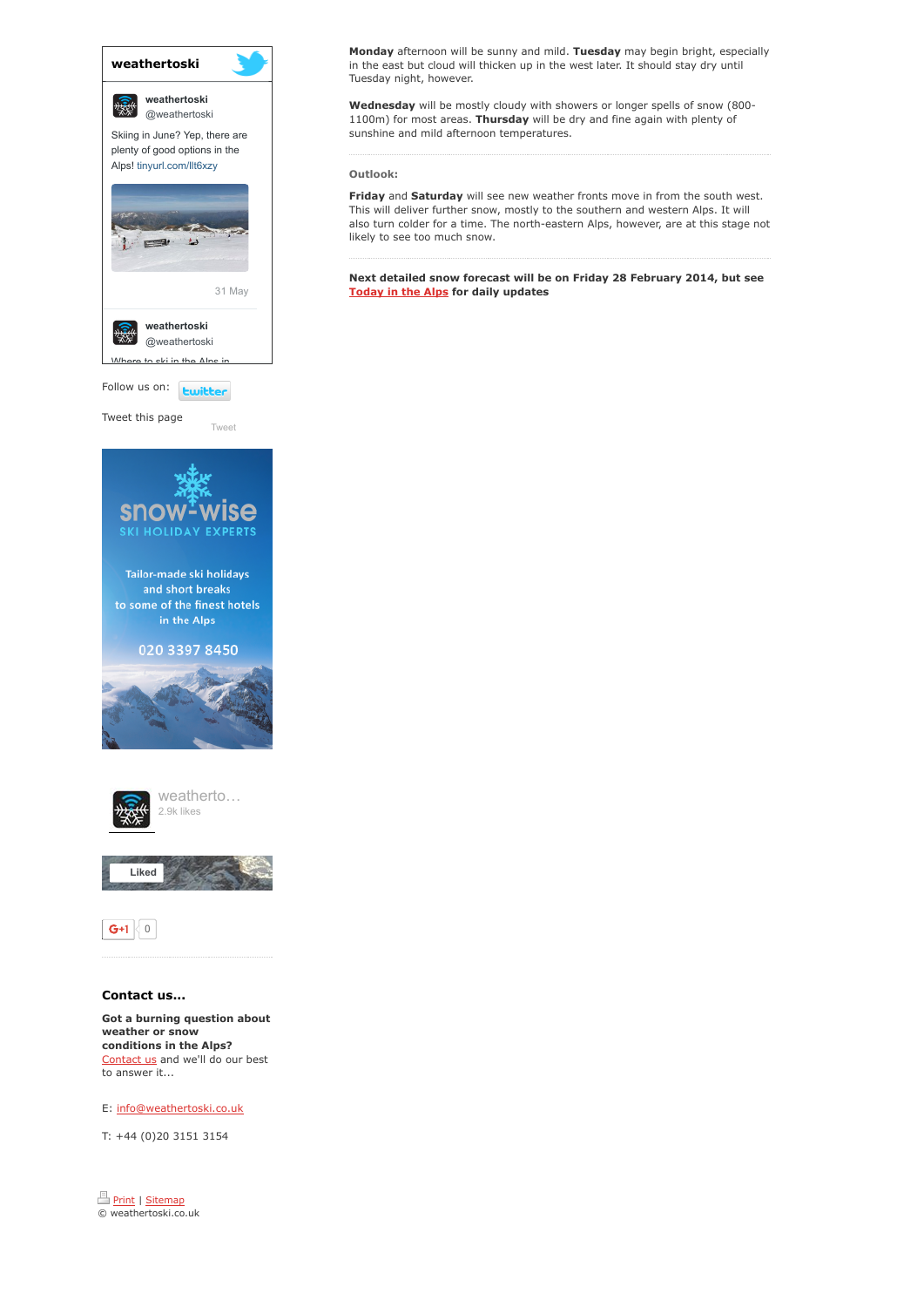**Monday** afternoon will be sunny and mild. **Tuesday** may begin bright, especially in the east but cloud will thicken up in the west later. It should stay dry until Tuesday night, however.

**Wednesday** will be mostly cloudy with showers or longer spells of snow (800-1100m) for most areas. **Thursday** will be dry and fine again with plenty of sunshine and mild afternoon temperatures.

**Outlook:**

**Friday** and **Saturday** will see new weather fronts move in from the south west. This will deliver further snow, mostly to the southern and western Alps. It will also turn colder for a time. The north-eastern Alps, however, are at this stage not likely to see too much snow.

**Next detailed snow forecast will be on Friday 28 February 2014, but see Today in the Alps for daily updates**

weathertoski

weathertoski
@weathertoski

Skiing in June? Yep, there are plenty of good options in the Alps! tinyurl.com/llt6xzy

31 May

weathertoski
@weathertoski

Where to ski in the Alps in

Follow us on: twitter

Tweet this page

Tweet

snow-wise
SKI HOLIDAY EXPERTS

Tailor-made ski holidays and short breaks to some of the finest hotels in the Alps

020 3397 8450

weatherto...
2.9k likes

Liked

G+1 0

## Contact us...

**Got a burning question about weather or snow conditions in the Alps?**
Contact us and we'll do our best to answer it...

E: info@weathertoski.co.uk

T: +44 (0)20 3151 3154

Print | Sitemap
© weathertoski.co.uk